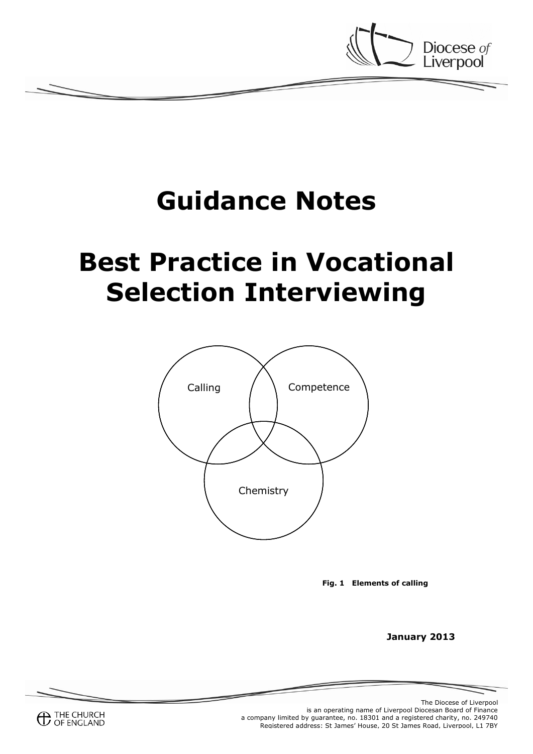# Guidance Notes

# Best Practice in Vocational Selection Interviewing

Calling

Competence

Chemistry

**Fig. 1 Elements of calling**

**January 2013**

The Diocese of Liverpool
is an operating name of Liverpool Diocesan Board of Finance
a company limited by guarantee, no. 18301 and a registered charity, no. 249740
Registered address: St James' House, 20 St James Road, Liverpool, L1 7BY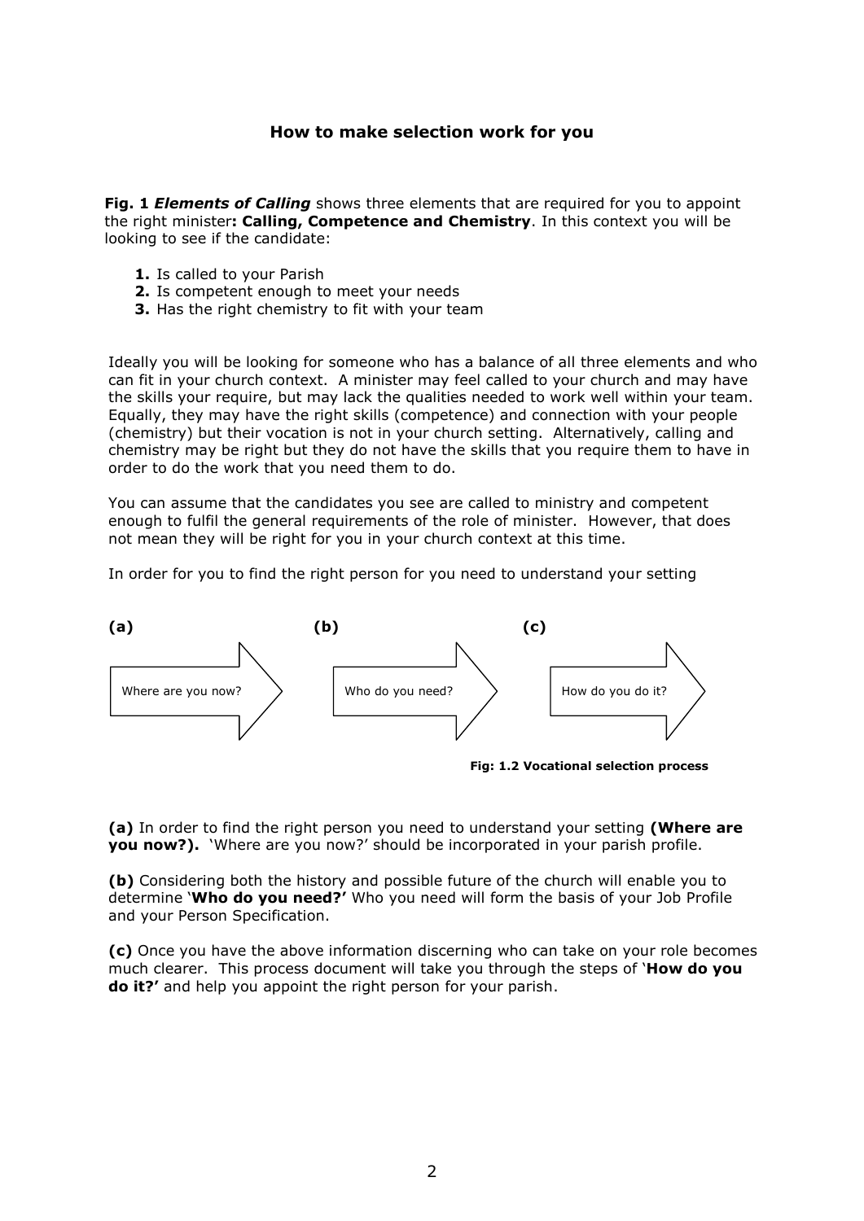## How to make selection work for you

**Fig. 1 *Elements of Calling*** shows three elements that are required for you to appoint the right minister**: Calling, Competence and Chemistry**. In this context you will be looking to see if the candidate:

1. Is called to your Parish
2. Is competent enough to meet your needs
3. Has the right chemistry to fit with your team

Ideally you will be looking for someone who has a balance of all three elements and who can fit in your church context. A minister may feel called to your church and may have the skills your require, but may lack the qualities needed to work well within your team. Equally, they may have the right skills (competence) and connection with your people (chemistry) but their vocation is not in your church setting. Alternatively, calling and chemistry may be right but they do not have the skills that you require them to have in order to do the work that you need them to do.

You can assume that the candidates you see are called to ministry and competent enough to fulfil the general requirements of the role of minister. However, that does not mean they will be right for you in your church context at this time.

In order for you to find the right person for you need to understand your setting

**(a)** Where are you now? → **(b)** Who do you need? → **(c)** How do you do it?

**Fig: 1.2 Vocational selection process**

**(a)** In order to find the right person you need to understand your setting **(Where are you now?).** 'Where are you now?' should be incorporated in your parish profile.

**(b)** Considering both the history and possible future of the church will enable you to determine '**Who do you need?'** Who you need will form the basis of your Job Profile and your Person Specification.

**(c)** Once you have the above information discerning who can take on your role becomes much clearer. This process document will take you through the steps of '**How do you do it?'** and help you appoint the right person for your parish.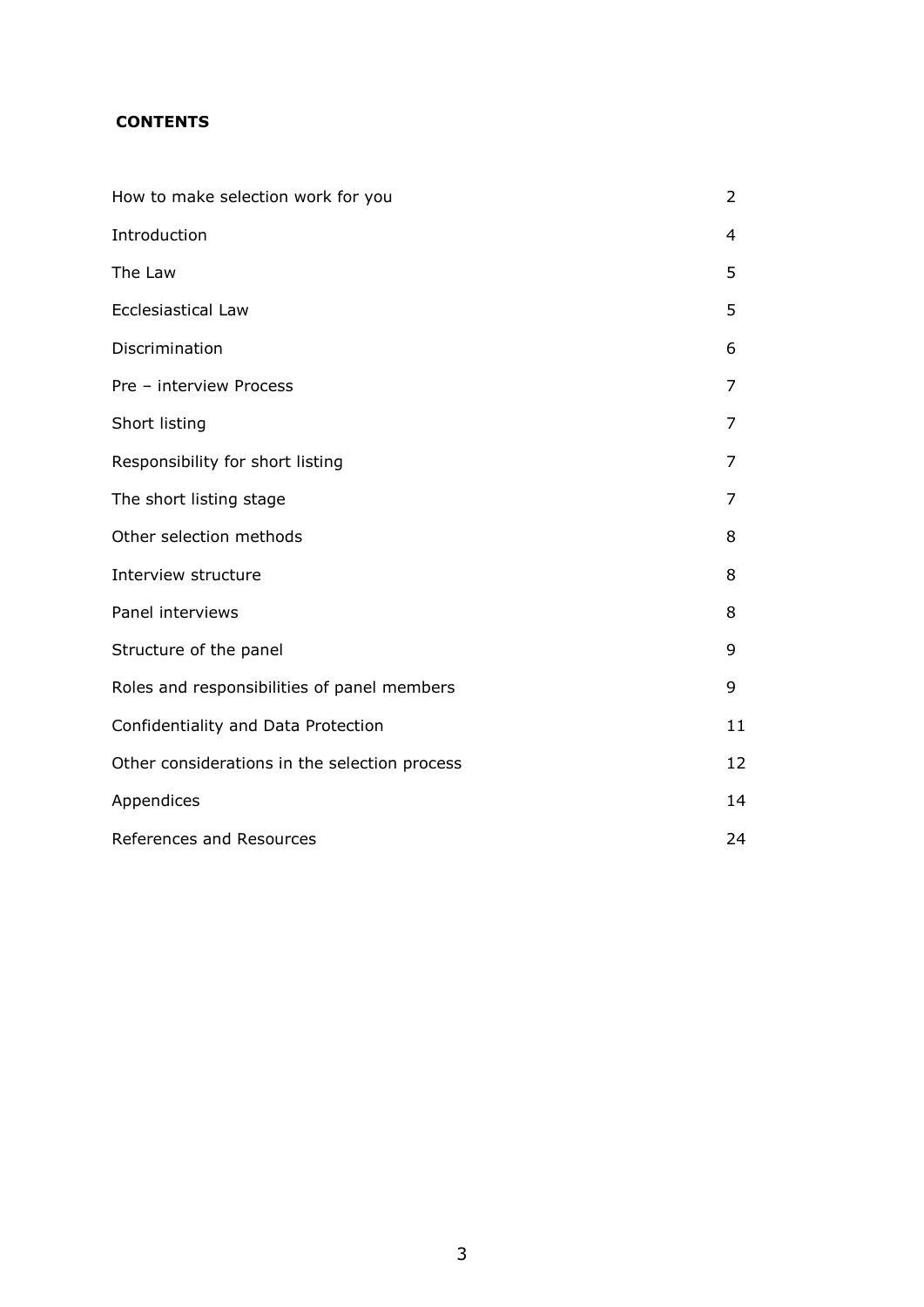**CONTENTS**

| | |
|---|---|
| How to make selection work for you | 2 |
| Introduction | 4 |
| The Law | 5 |
| Ecclesiastical Law | 5 |
| Discrimination | 6 |
| Pre – interview Process | 7 |
| Short listing | 7 |
| Responsibility for short listing | 7 |
| The short listing stage | 7 |
| Other selection methods | 8 |
| Interview structure | 8 |
| Panel interviews | 8 |
| Structure of the panel | 9 |
| Roles and responsibilities of panel members | 9 |
| Confidentiality and Data Protection | 11 |
| Other considerations in the selection process | 12 |
| Appendices | 14 |
| References and Resources | 24 |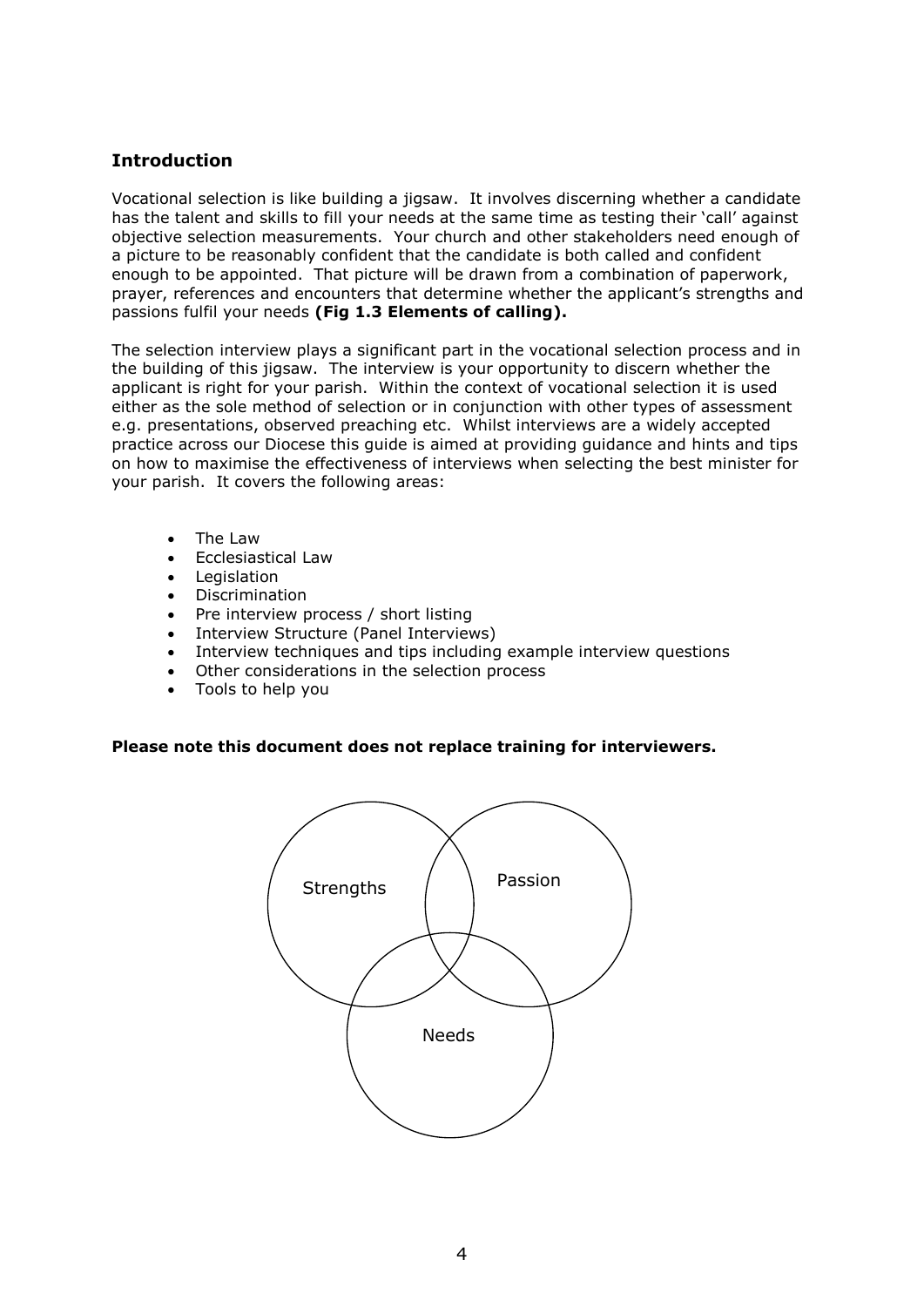## Introduction

Vocational selection is like building a jigsaw. It involves discerning whether a candidate has the talent and skills to fill your needs at the same time as testing their 'call' against objective selection measurements. Your church and other stakeholders need enough of a picture to be reasonably confident that the candidate is both called and confident enough to be appointed. That picture will be drawn from a combination of paperwork, prayer, references and encounters that determine whether the applicant's strengths and passions fulfil your needs **(Fig 1.3 Elements of calling).**

The selection interview plays a significant part in the vocational selection process and in the building of this jigsaw. The interview is your opportunity to discern whether the applicant is right for your parish. Within the context of vocational selection it is used either as the sole method of selection or in conjunction with other types of assessment e.g. presentations, observed preaching etc. Whilst interviews are a widely accepted practice across our Diocese this guide is aimed at providing guidance and hints and tips on how to maximise the effectiveness of interviews when selecting the best minister for your parish. It covers the following areas:

- The Law
- Ecclesiastical Law
- Legislation
- Discrimination
- Pre interview process / short listing
- Interview Structure (Panel Interviews)
- Interview techniques and tips including example interview questions
- Other considerations in the selection process
- Tools to help you

**Please note this document does not replace training for interviewers.**

Strengths

Passion

Needs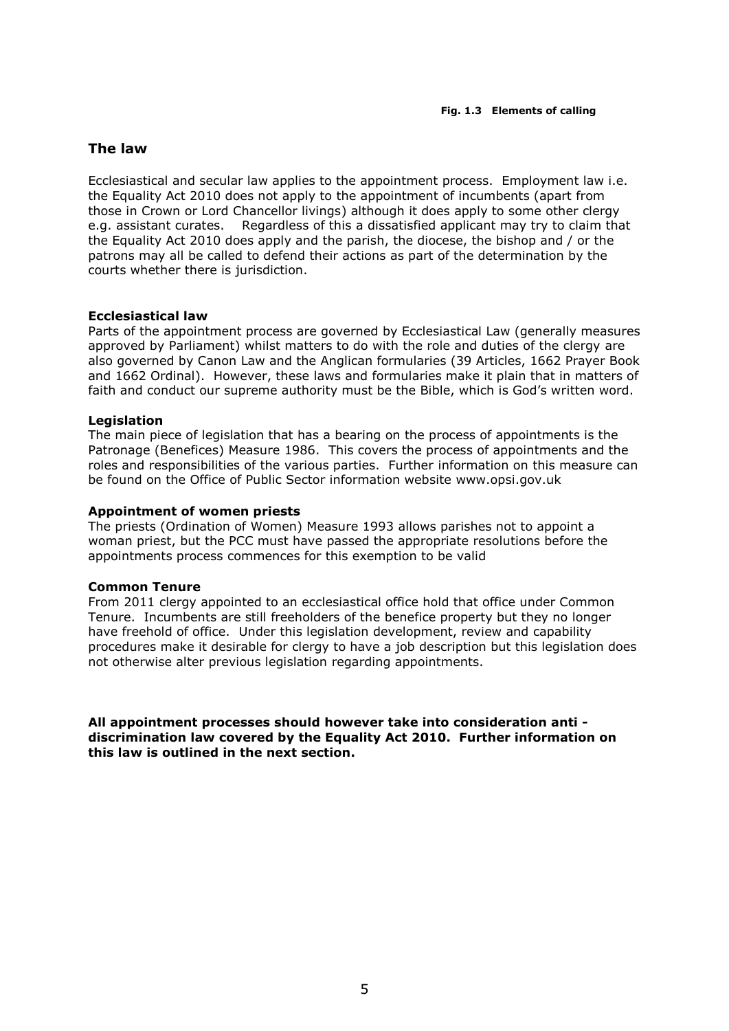**Fig. 1.3 Elements of calling**

## The law

Ecclesiastical and secular law applies to the appointment process. Employment law i.e. the Equality Act 2010 does not apply to the appointment of incumbents (apart from those in Crown or Lord Chancellor livings) although it does apply to some other clergy e.g. assistant curates. Regardless of this a dissatisfied applicant may try to claim that the Equality Act 2010 does apply and the parish, the diocese, the bishop and / or the patrons may all be called to defend their actions as part of the determination by the courts whether there is jurisdiction.

### Ecclesiastical law

Parts of the appointment process are governed by Ecclesiastical Law (generally measures approved by Parliament) whilst matters to do with the role and duties of the clergy are also governed by Canon Law and the Anglican formularies (39 Articles, 1662 Prayer Book and 1662 Ordinal). However, these laws and formularies make it plain that in matters of faith and conduct our supreme authority must be the Bible, which is God's written word.

### Legislation

The main piece of legislation that has a bearing on the process of appointments is the Patronage (Benefices) Measure 1986. This covers the process of appointments and the roles and responsibilities of the various parties. Further information on this measure can be found on the Office of Public Sector information website www.opsi.gov.uk

### Appointment of women priests

The priests (Ordination of Women) Measure 1993 allows parishes not to appoint a woman priest, but the PCC must have passed the appropriate resolutions before the appointments process commences for this exemption to be valid

### Common Tenure

From 2011 clergy appointed to an ecclesiastical office hold that office under Common Tenure. Incumbents are still freeholders of the benefice property but they no longer have freehold of office. Under this legislation development, review and capability procedures make it desirable for clergy to have a job description but this legislation does not otherwise alter previous legislation regarding appointments.

**All appointment processes should however take into consideration anti - discrimination law covered by the Equality Act 2010. Further information on this law is outlined in the next section.**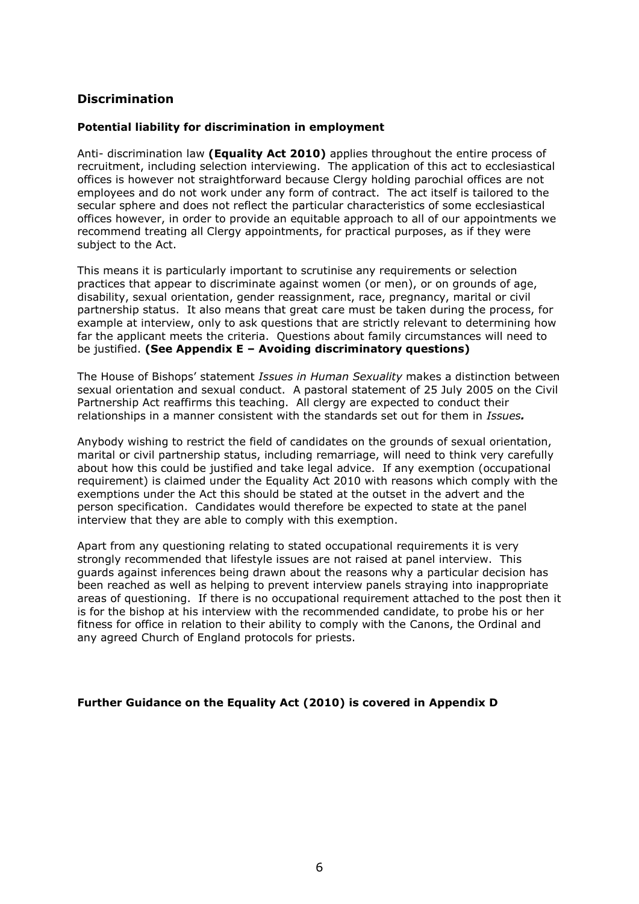## Discrimination

### Potential liability for discrimination in employment

Anti- discrimination law **(Equality Act 2010)** applies throughout the entire process of recruitment, including selection interviewing. The application of this act to ecclesiastical offices is however not straightforward because Clergy holding parochial offices are not employees and do not work under any form of contract. The act itself is tailored to the secular sphere and does not reflect the particular characteristics of some ecclesiastical offices however, in order to provide an equitable approach to all of our appointments we recommend treating all Clergy appointments, for practical purposes, as if they were subject to the Act.

This means it is particularly important to scrutinise any requirements or selection practices that appear to discriminate against women (or men), or on grounds of age, disability, sexual orientation, gender reassignment, race, pregnancy, marital or civil partnership status. It also means that great care must be taken during the process, for example at interview, only to ask questions that are strictly relevant to determining how far the applicant meets the criteria. Questions about family circumstances will need to be justified. **(See Appendix E – Avoiding discriminatory questions)**

The House of Bishops' statement *Issues in Human Sexuality* makes a distinction between sexual orientation and sexual conduct. A pastoral statement of 25 July 2005 on the Civil Partnership Act reaffirms this teaching. All clergy are expected to conduct their relationships in a manner consistent with the standards set out for them in ***Issues.***

Anybody wishing to restrict the field of candidates on the grounds of sexual orientation, marital or civil partnership status, including remarriage, will need to think very carefully about how this could be justified and take legal advice. If any exemption (occupational requirement) is claimed under the Equality Act 2010 with reasons which comply with the exemptions under the Act this should be stated at the outset in the advert and the person specification. Candidates would therefore be expected to state at the panel interview that they are able to comply with this exemption.

Apart from any questioning relating to stated occupational requirements it is very strongly recommended that lifestyle issues are not raised at panel interview. This guards against inferences being drawn about the reasons why a particular decision has been reached as well as helping to prevent interview panels straying into inappropriate areas of questioning. If there is no occupational requirement attached to the post then it is for the bishop at his interview with the recommended candidate, to probe his or her fitness for office in relation to their ability to comply with the Canons, the Ordinal and any agreed Church of England protocols for priests.

**Further Guidance on the Equality Act (2010) is covered in Appendix D**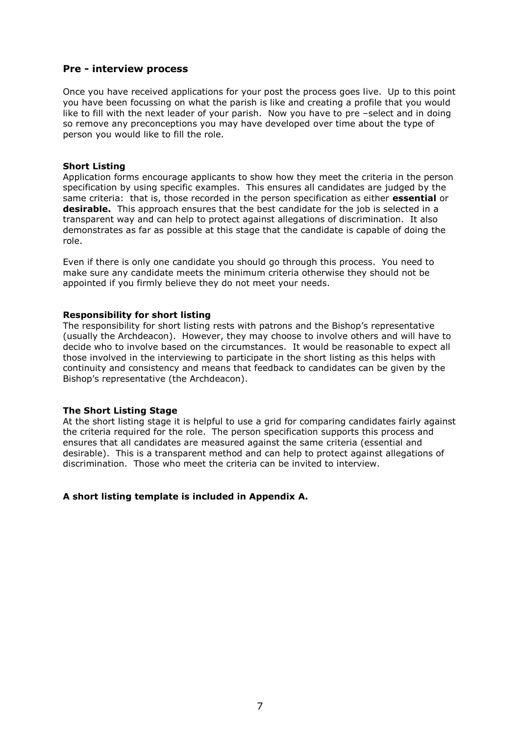## Pre - interview process

Once you have received applications for your post the process goes live. Up to this point you have been focussing on what the parish is like and creating a profile that you would like to fill with the next leader of your parish. Now you have to pre –select and in doing so remove any preconceptions you may have developed over time about the type of person you would like to fill the role.

### Short Listing

Application forms encourage applicants to show how they meet the criteria in the person specification by using specific examples. This ensures all candidates are judged by the same criteria: that is, those recorded in the person specification as either **essential** or **desirable.** This approach ensures that the best candidate for the job is selected in a transparent way and can help to protect against allegations of discrimination. It also demonstrates as far as possible at this stage that the candidate is capable of doing the role.

Even if there is only one candidate you should go through this process. You need to make sure any candidate meets the minimum criteria otherwise they should not be appointed if you firmly believe they do not meet your needs.

### Responsibility for short listing

The responsibility for short listing rests with patrons and the Bishop's representative (usually the Archdeacon). However, they may choose to involve others and will have to decide who to involve based on the circumstances. It would be reasonable to expect all those involved in the interviewing to participate in the short listing as this helps with continuity and consistency and means that feedback to candidates can be given by the Bishop's representative (the Archdeacon).

### The Short Listing Stage

At the short listing stage it is helpful to use a grid for comparing candidates fairly against the criteria required for the role. The person specification supports this process and ensures that all candidates are measured against the same criteria (essential and desirable). This is a transparent method and can help to protect against allegations of discrimination. Those who meet the criteria can be invited to interview.

**A short listing template is included in Appendix A.**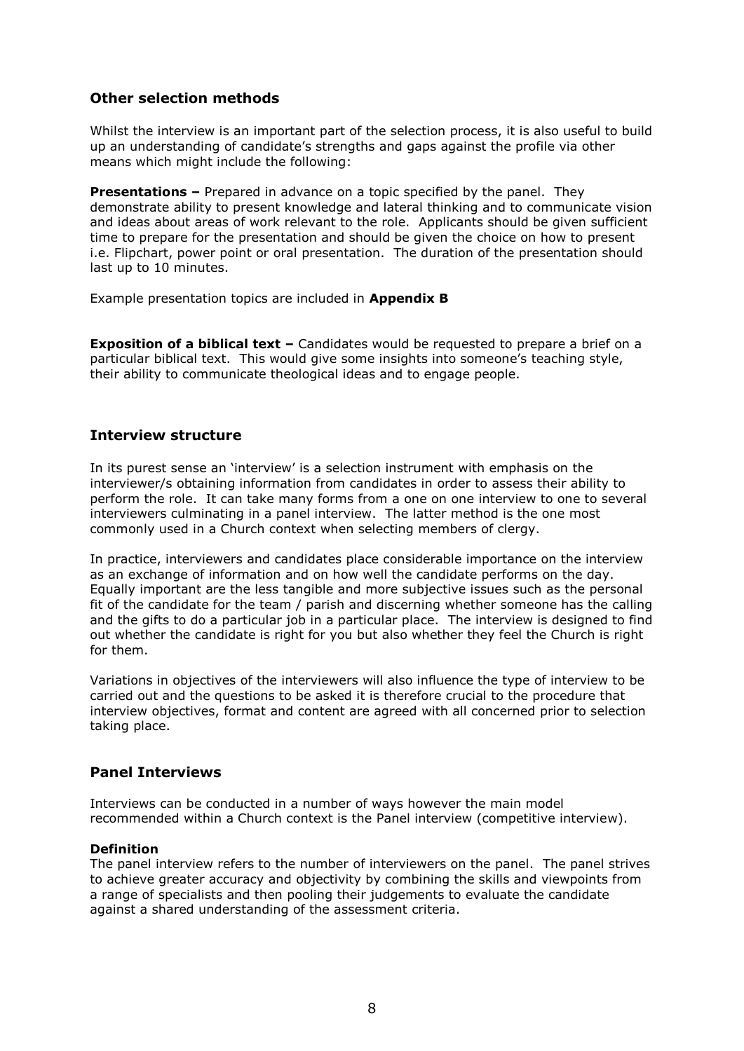## Other selection methods

Whilst the interview is an important part of the selection process, it is also useful to build up an understanding of candidate's strengths and gaps against the profile via other means which might include the following:

**Presentations –** Prepared in advance on a topic specified by the panel. They demonstrate ability to present knowledge and lateral thinking and to communicate vision and ideas about areas of work relevant to the role. Applicants should be given sufficient time to prepare for the presentation and should be given the choice on how to present i.e. Flipchart, power point or oral presentation. The duration of the presentation should last up to 10 minutes.

Example presentation topics are included in **Appendix B**

**Exposition of a biblical text –** Candidates would be requested to prepare a brief on a particular biblical text. This would give some insights into someone's teaching style, their ability to communicate theological ideas and to engage people.

## Interview structure

In its purest sense an 'interview' is a selection instrument with emphasis on the interviewer/s obtaining information from candidates in order to assess their ability to perform the role. It can take many forms from a one on one interview to one to several interviewers culminating in a panel interview. The latter method is the one most commonly used in a Church context when selecting members of clergy.

In practice, interviewers and candidates place considerable importance on the interview as an exchange of information and on how well the candidate performs on the day. Equally important are the less tangible and more subjective issues such as the personal fit of the candidate for the team / parish and discerning whether someone has the calling and the gifts to do a particular job in a particular place. The interview is designed to find out whether the candidate is right for you but also whether they feel the Church is right for them.

Variations in objectives of the interviewers will also influence the type of interview to be carried out and the questions to be asked it is therefore crucial to the procedure that interview objectives, format and content are agreed with all concerned prior to selection taking place.

## Panel Interviews

Interviews can be conducted in a number of ways however the main model recommended within a Church context is the Panel interview (competitive interview).

**Definition**
The panel interview refers to the number of interviewers on the panel. The panel strives to achieve greater accuracy and objectivity by combining the skills and viewpoints from a range of specialists and then pooling their judgements to evaluate the candidate against a shared understanding of the assessment criteria.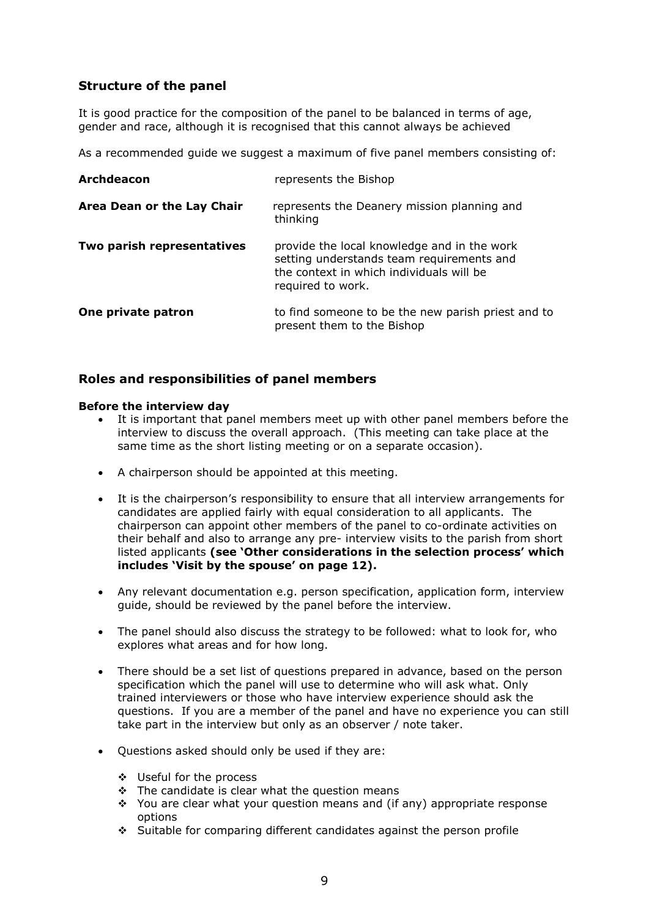## Structure of the panel

It is good practice for the composition of the panel to be balanced in terms of age, gender and race, although it is recognised that this cannot always be achieved

As a recommended guide we suggest a maximum of five panel members consisting of:

| | |
|---|---|
| **Archdeacon** | represents the Bishop |
| **Area Dean or the Lay Chair** | represents the Deanery mission planning and thinking |
| **Two parish representatives** | provide the local knowledge and in the work setting understands team requirements and the context in which individuals will be required to work. |
| **One private patron** | to find someone to be the new parish priest and to present them to the Bishop |

## Roles and responsibilities of panel members

**Before the interview day**

- It is important that panel members meet up with other panel members before the interview to discuss the overall approach. (This meeting can take place at the same time as the short listing meeting or on a separate occasion).
- A chairperson should be appointed at this meeting.
- It is the chairperson's responsibility to ensure that all interview arrangements for candidates are applied fairly with equal consideration to all applicants. The chairperson can appoint other members of the panel to co-ordinate activities on their behalf and also to arrange any pre- interview visits to the parish from short listed applicants **(see 'Other considerations in the selection process' which includes 'Visit by the spouse' on page 12).**
- Any relevant documentation e.g. person specification, application form, interview guide, should be reviewed by the panel before the interview.
- The panel should also discuss the strategy to be followed: what to look for, who explores what areas and for how long.
- There should be a set list of questions prepared in advance, based on the person specification which the panel will use to determine who will ask what. Only trained interviewers or those who have interview experience should ask the questions. If you are a member of the panel and have no experience you can still take part in the interview but only as an observer / note taker.
- Questions asked should only be used if they are:
  - Useful for the process
  - The candidate is clear what the question means
  - You are clear what your question means and (if any) appropriate response options
  - Suitable for comparing different candidates against the person profile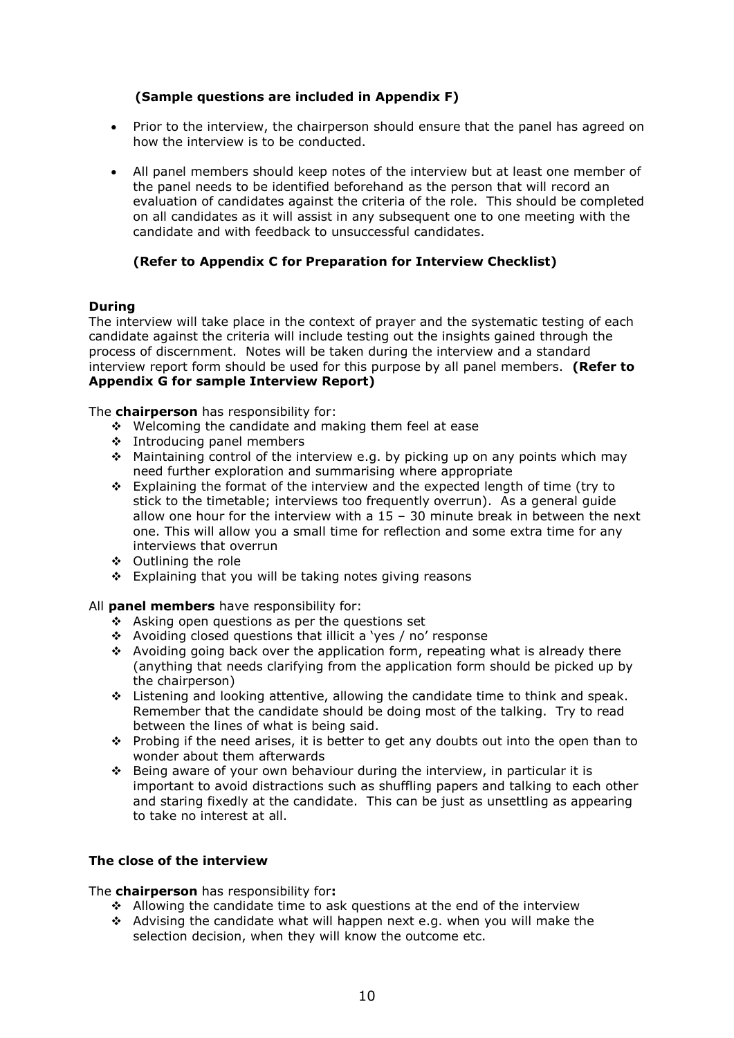**(Sample questions are included in Appendix F)**

- Prior to the interview, the chairperson should ensure that the panel has agreed on how the interview is to be conducted.
- All panel members should keep notes of the interview but at least one member of the panel needs to be identified beforehand as the person that will record an evaluation of candidates against the criteria of the role. This should be completed on all candidates as it will assist in any subsequent one to one meeting with the candidate and with feedback to unsuccessful candidates.

**(Refer to Appendix C for Preparation for Interview Checklist)**

**During**

The interview will take place in the context of prayer and the systematic testing of each candidate against the criteria will include testing out the insights gained through the process of discernment. Notes will be taken during the interview and a standard interview report form should be used for this purpose by all panel members. **(Refer to Appendix G for sample Interview Report)**

The **chairperson** has responsibility for:

- Welcoming the candidate and making them feel at ease
- Introducing panel members
- Maintaining control of the interview e.g. by picking up on any points which may need further exploration and summarising where appropriate
- Explaining the format of the interview and the expected length of time (try to stick to the timetable; interviews too frequently overrun). As a general guide allow one hour for the interview with a 15 – 30 minute break in between the next one. This will allow you a small time for reflection and some extra time for any interviews that overrun
- Outlining the role
- Explaining that you will be taking notes giving reasons

All **panel members** have responsibility for:

- Asking open questions as per the questions set
- Avoiding closed questions that illicit a 'yes / no' response
- Avoiding going back over the application form, repeating what is already there (anything that needs clarifying from the application form should be picked up by the chairperson)
- Listening and looking attentive, allowing the candidate time to think and speak. Remember that the candidate should be doing most of the talking. Try to read between the lines of what is being said.
- Probing if the need arises, it is better to get any doubts out into the open than to wonder about them afterwards
- Being aware of your own behaviour during the interview, in particular it is important to avoid distractions such as shuffling papers and talking to each other and staring fixedly at the candidate. This can be just as unsettling as appearing to take no interest at all.

**The close of the interview**

The **chairperson** has responsibility for**:**

- Allowing the candidate time to ask questions at the end of the interview
- Advising the candidate what will happen next e.g. when you will make the selection decision, when they will know the outcome etc.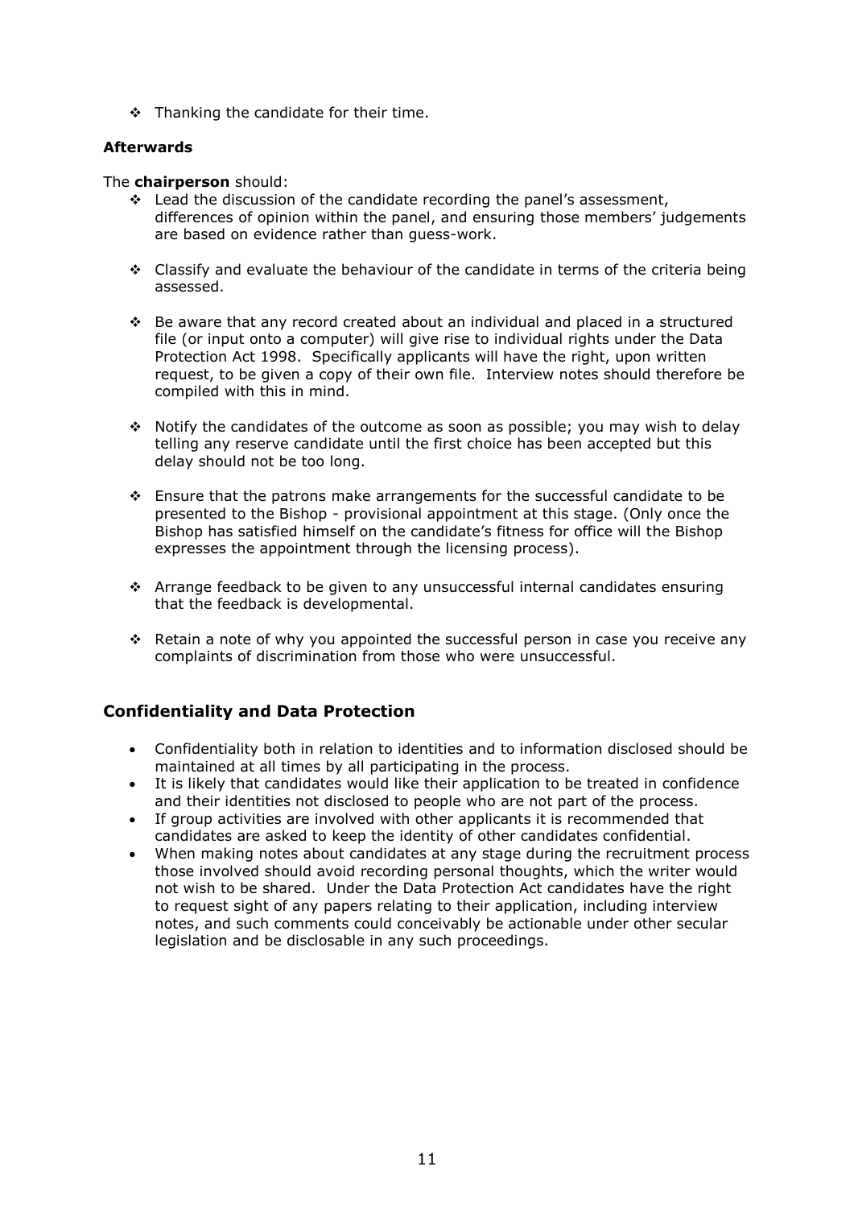- Thanking the candidate for their time.

**Afterwards**

The **chairperson** should:

- Lead the discussion of the candidate recording the panel's assessment, differences of opinion within the panel, and ensuring those members' judgements are based on evidence rather than guess-work.

- Classify and evaluate the behaviour of the candidate in terms of the criteria being assessed.

- Be aware that any record created about an individual and placed in a structured file (or input onto a computer) will give rise to individual rights under the Data Protection Act 1998. Specifically applicants will have the right, upon written request, to be given a copy of their own file. Interview notes should therefore be compiled with this in mind.

- Notify the candidates of the outcome as soon as possible; you may wish to delay telling any reserve candidate until the first choice has been accepted but this delay should not be too long.

- Ensure that the patrons make arrangements for the successful candidate to be presented to the Bishop - provisional appointment at this stage. (Only once the Bishop has satisfied himself on the candidate's fitness for office will the Bishop expresses the appointment through the licensing process).

- Arrange feedback to be given to any unsuccessful internal candidates ensuring that the feedback is developmental.

- Retain a note of why you appointed the successful person in case you receive any complaints of discrimination from those who were unsuccessful.

## Confidentiality and Data Protection

- Confidentiality both in relation to identities and to information disclosed should be maintained at all times by all participating in the process.
- It is likely that candidates would like their application to be treated in confidence and their identities not disclosed to people who are not part of the process.
- If group activities are involved with other applicants it is recommended that candidates are asked to keep the identity of other candidates confidential.
- When making notes about candidates at any stage during the recruitment process those involved should avoid recording personal thoughts, which the writer would not wish to be shared. Under the Data Protection Act candidates have the right to request sight of any papers relating to their application, including interview notes, and such comments could conceivably be actionable under other secular legislation and be disclosable in any such proceedings.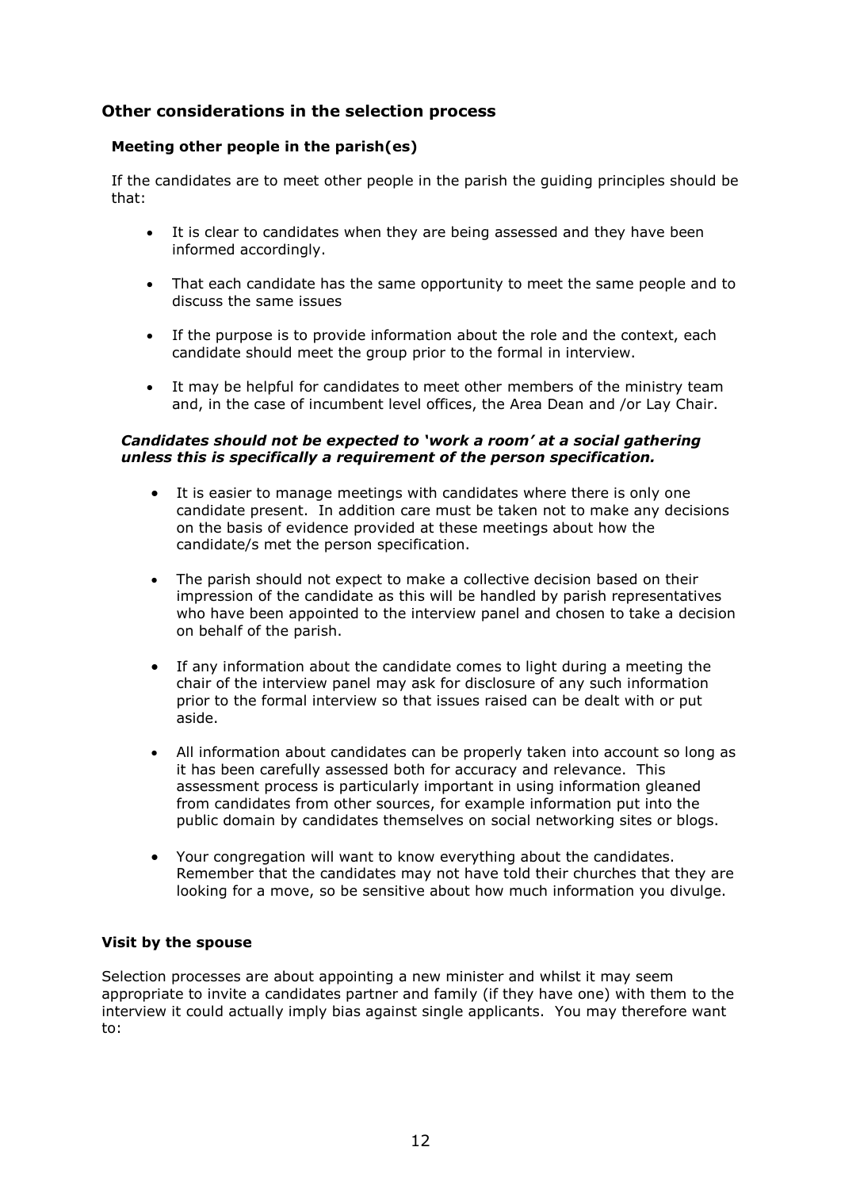## Other considerations in the selection process

### Meeting other people in the parish(es)

If the candidates are to meet other people in the parish the guiding principles should be that:

- It is clear to candidates when they are being assessed and they have been informed accordingly.
- That each candidate has the same opportunity to meet the same people and to discuss the same issues
- If the purpose is to provide information about the role and the context, each candidate should meet the group prior to the formal in interview.
- It may be helpful for candidates to meet other members of the ministry team and, in the case of incumbent level offices, the Area Dean and /or Lay Chair.

***Candidates should not be expected to 'work a room' at a social gathering unless this is specifically a requirement of the person specification.***

- It is easier to manage meetings with candidates where there is only one candidate present. In addition care must be taken not to make any decisions on the basis of evidence provided at these meetings about how the candidate/s met the person specification.
- The parish should not expect to make a collective decision based on their impression of the candidate as this will be handled by parish representatives who have been appointed to the interview panel and chosen to take a decision on behalf of the parish.
- If any information about the candidate comes to light during a meeting the chair of the interview panel may ask for disclosure of any such information prior to the formal interview so that issues raised can be dealt with or put aside.
- All information about candidates can be properly taken into account so long as it has been carefully assessed both for accuracy and relevance. This assessment process is particularly important in using information gleaned from candidates from other sources, for example information put into the public domain by candidates themselves on social networking sites or blogs.
- Your congregation will want to know everything about the candidates. Remember that the candidates may not have told their churches that they are looking for a move, so be sensitive about how much information you divulge.

### Visit by the spouse

Selection processes are about appointing a new minister and whilst it may seem appropriate to invite a candidates partner and family (if they have one) with them to the interview it could actually imply bias against single applicants. You may therefore want to: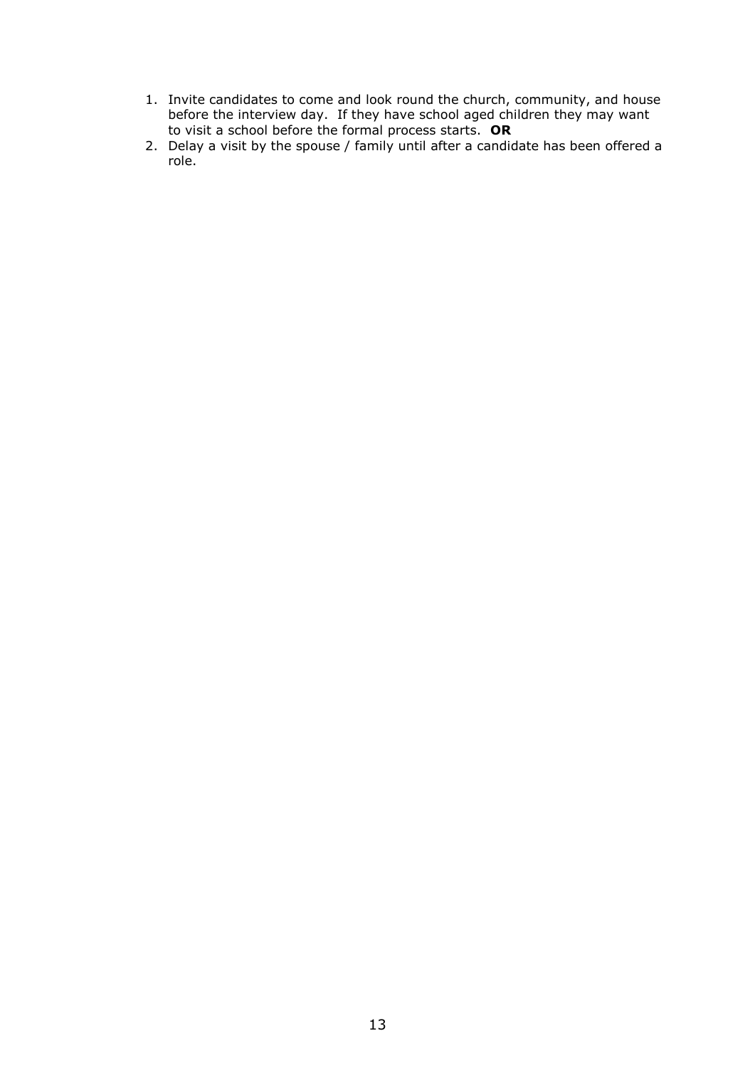1. Invite candidates to come and look round the church, community, and house before the interview day. If they have school aged children they may want to visit a school before the formal process starts. **OR**
2. Delay a visit by the spouse / family until after a candidate has been offered a role.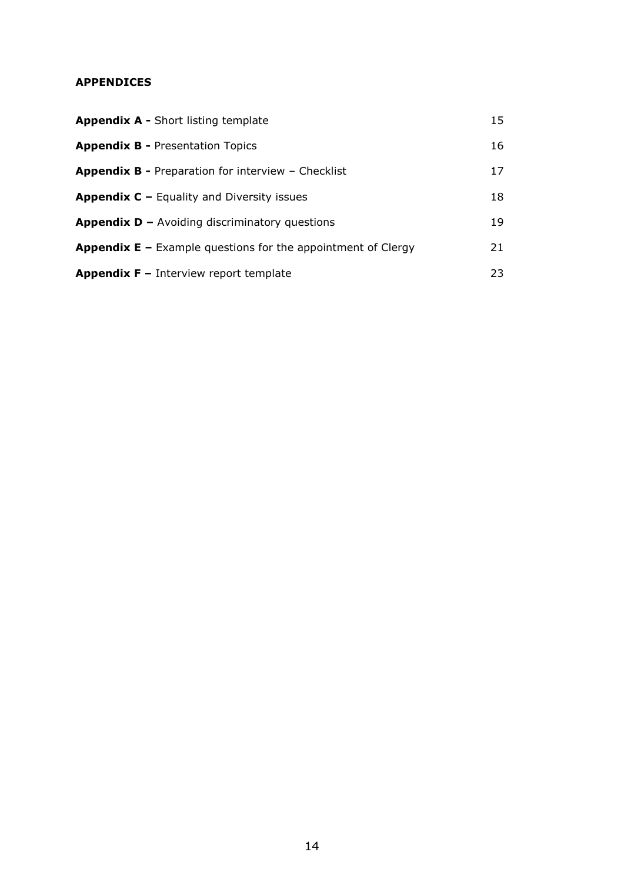## APPENDICES

| | |
|---|---|
| **Appendix A -** Short listing template | 15 |
| **Appendix B -** Presentation Topics | 16 |
| **Appendix B -** Preparation for interview – Checklist | 17 |
| **Appendix C –** Equality and Diversity issues | 18 |
| **Appendix D –** Avoiding discriminatory questions | 19 |
| **Appendix E –** Example questions for the appointment of Clergy | 21 |
| **Appendix F –** Interview report template | 23 |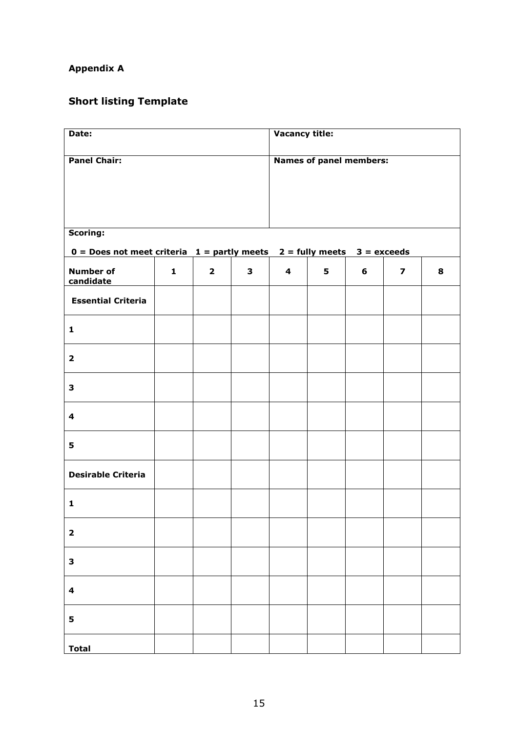**Appendix A**

## Short listing Template

| Date: | | | | Vacancy title: | | | | |
|---|---|---|---|---|---|---|---|---|
| **Panel Chair:** | | | | **Names of panel members:** | | | | |
| **Scoring:** 0 = Does not meet criteria 1 = partly meets 2 = fully meets 3 = exceeds | | | | | | | | |
| **Number of candidate** | **1** | **2** | **3** | **4** | **5** | **6** | **7** | **8** |
| **Essential Criteria** | | | | | | | | |
| **1** | | | | | | | | |
| **2** | | | | | | | | |
| **3** | | | | | | | | |
| **4** | | | | | | | | |
| **5** | | | | | | | | |
| **Desirable Criteria** | | | | | | | | |
| **1** | | | | | | | | |
| **2** | | | | | | | | |
| **3** | | | | | | | | |
| **4** | | | | | | | | |
| **5** | | | | | | | | |
| **Total** | | | | | | | | |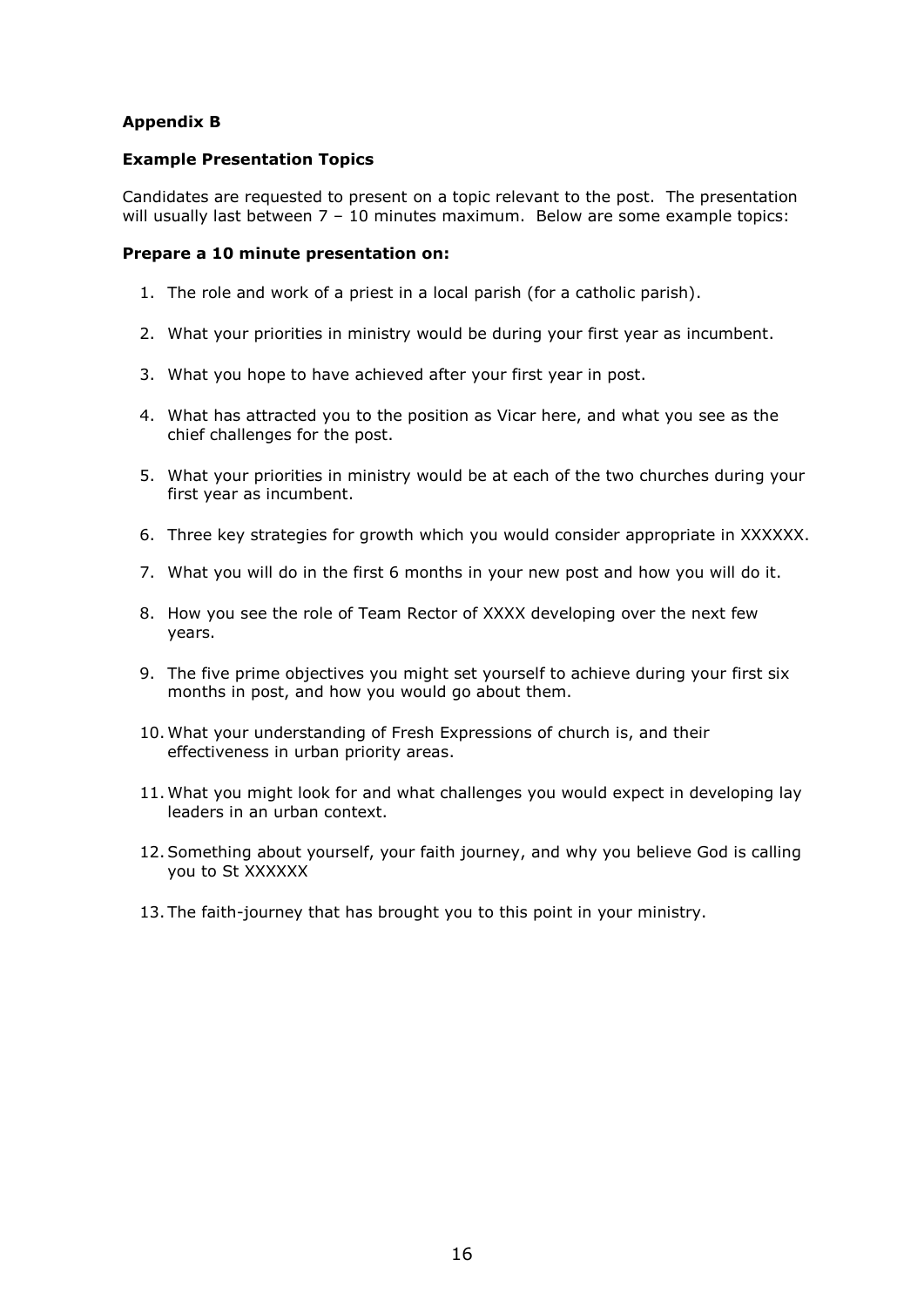**Appendix B**

**Example Presentation Topics**

Candidates are requested to present on a topic relevant to the post. The presentation will usually last between 7 – 10 minutes maximum. Below are some example topics:

**Prepare a 10 minute presentation on:**

1. The role and work of a priest in a local parish (for a catholic parish).
2. What your priorities in ministry would be during your first year as incumbent.
3. What you hope to have achieved after your first year in post.
4. What has attracted you to the position as Vicar here, and what you see as the chief challenges for the post.
5. What your priorities in ministry would be at each of the two churches during your first year as incumbent.
6. Three key strategies for growth which you would consider appropriate in XXXXXX.
7. What you will do in the first 6 months in your new post and how you will do it.
8. How you see the role of Team Rector of XXXX developing over the next few years.
9. The five prime objectives you might set yourself to achieve during your first six months in post, and how you would go about them.
10. What your understanding of Fresh Expressions of church is, and their effectiveness in urban priority areas.
11. What you might look for and what challenges you would expect in developing lay leaders in an urban context.
12. Something about yourself, your faith journey, and why you believe God is calling you to St XXXXXX
13. The faith-journey that has brought you to this point in your ministry.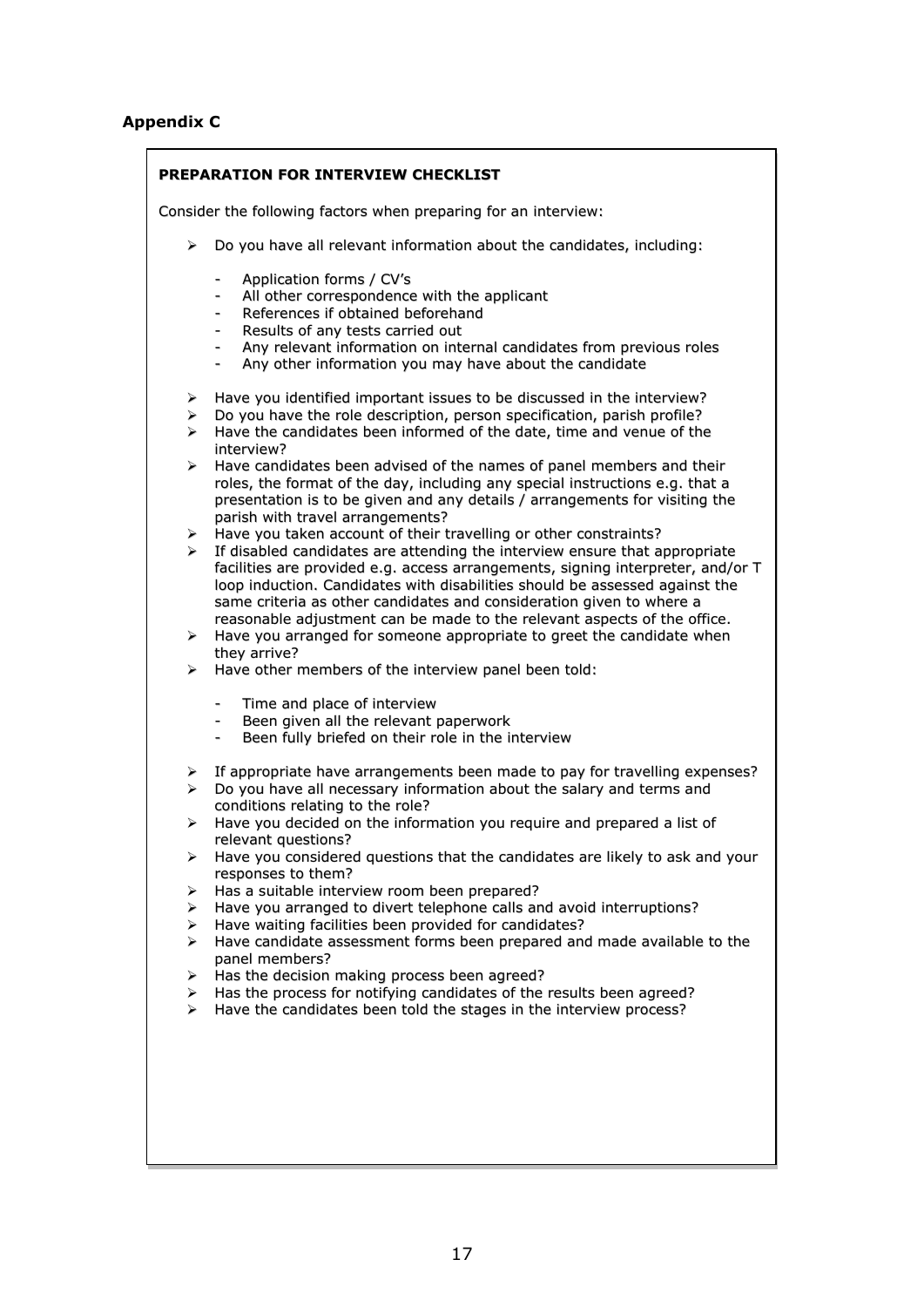## Appendix C

### PREPARATION FOR INTERVIEW CHECKLIST

Consider the following factors when preparing for an interview:

- Do you have all relevant information about the candidates, including:
  - Application forms / CV's
  - All other correspondence with the applicant
  - References if obtained beforehand
  - Results of any tests carried out
  - Any relevant information on internal candidates from previous roles
  - Any other information you may have about the candidate
- Have you identified important issues to be discussed in the interview?
- Do you have the role description, person specification, parish profile?
- Have the candidates been informed of the date, time and venue of the interview?
- Have candidates been advised of the names of panel members and their roles, the format of the day, including any special instructions e.g. that a presentation is to be given and any details / arrangements for visiting the parish with travel arrangements?
- Have you taken account of their travelling or other constraints?
- If disabled candidates are attending the interview ensure that appropriate facilities are provided e.g. access arrangements, signing interpreter, and/or T loop induction. Candidates with disabilities should be assessed against the same criteria as other candidates and consideration given to where a reasonable adjustment can be made to the relevant aspects of the office.
- Have you arranged for someone appropriate to greet the candidate when they arrive?
- Have other members of the interview panel been told:
  - Time and place of interview
  - Been given all the relevant paperwork
  - Been fully briefed on their role in the interview
- If appropriate have arrangements been made to pay for travelling expenses?
- Do you have all necessary information about the salary and terms and conditions relating to the role?
- Have you decided on the information you require and prepared a list of relevant questions?
- Have you considered questions that the candidates are likely to ask and your responses to them?
- Has a suitable interview room been prepared?
- Have you arranged to divert telephone calls and avoid interruptions?
- Have waiting facilities been provided for candidates?
- Have candidate assessment forms been prepared and made available to the panel members?
- Has the decision making process been agreed?
- Has the process for notifying candidates of the results been agreed?
- Have the candidates been told the stages in the interview process?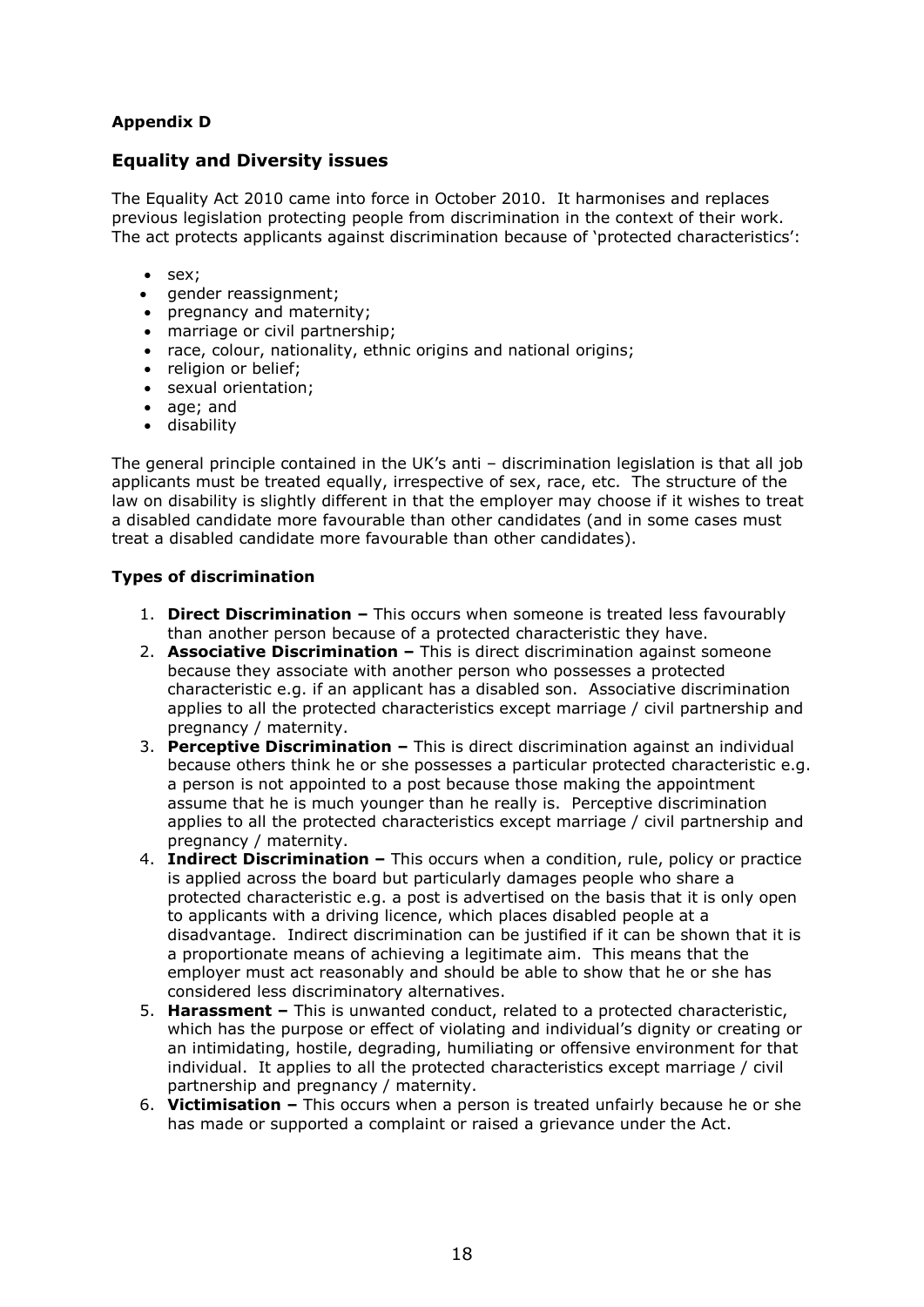**Appendix D**

## Equality and Diversity issues

The Equality Act 2010 came into force in October 2010. It harmonises and replaces previous legislation protecting people from discrimination in the context of their work. The act protects applicants against discrimination because of 'protected characteristics':

- sex;
- gender reassignment;
- pregnancy and maternity;
- marriage or civil partnership;
- race, colour, nationality, ethnic origins and national origins;
- religion or belief;
- sexual orientation;
- age; and
- disability

The general principle contained in the UK's anti – discrimination legislation is that all job applicants must be treated equally, irrespective of sex, race, etc. The structure of the law on disability is slightly different in that the employer may choose if it wishes to treat a disabled candidate more favourable than other candidates (and in some cases must treat a disabled candidate more favourable than other candidates).

### Types of discrimination

1. **Direct Discrimination –** This occurs when someone is treated less favourably than another person because of a protected characteristic they have.
2. **Associative Discrimination –** This is direct discrimination against someone because they associate with another person who possesses a protected characteristic e.g. if an applicant has a disabled son. Associative discrimination applies to all the protected characteristics except marriage / civil partnership and pregnancy / maternity.
3. **Perceptive Discrimination –** This is direct discrimination against an individual because others think he or she possesses a particular protected characteristic e.g. a person is not appointed to a post because those making the appointment assume that he is much younger than he really is. Perceptive discrimination applies to all the protected characteristics except marriage / civil partnership and pregnancy / maternity.
4. **Indirect Discrimination –** This occurs when a condition, rule, policy or practice is applied across the board but particularly damages people who share a protected characteristic e.g. a post is advertised on the basis that it is only open to applicants with a driving licence, which places disabled people at a disadvantage. Indirect discrimination can be justified if it can be shown that it is a proportionate means of achieving a legitimate aim. This means that the employer must act reasonably and should be able to show that he or she has considered less discriminatory alternatives.
5. **Harassment –** This is unwanted conduct, related to a protected characteristic, which has the purpose or effect of violating and individual's dignity or creating or an intimidating, hostile, degrading, humiliating or offensive environment for that individual. It applies to all the protected characteristics except marriage / civil partnership and pregnancy / maternity.
6. **Victimisation –** This occurs when a person is treated unfairly because he or she has made or supported a complaint or raised a grievance under the Act.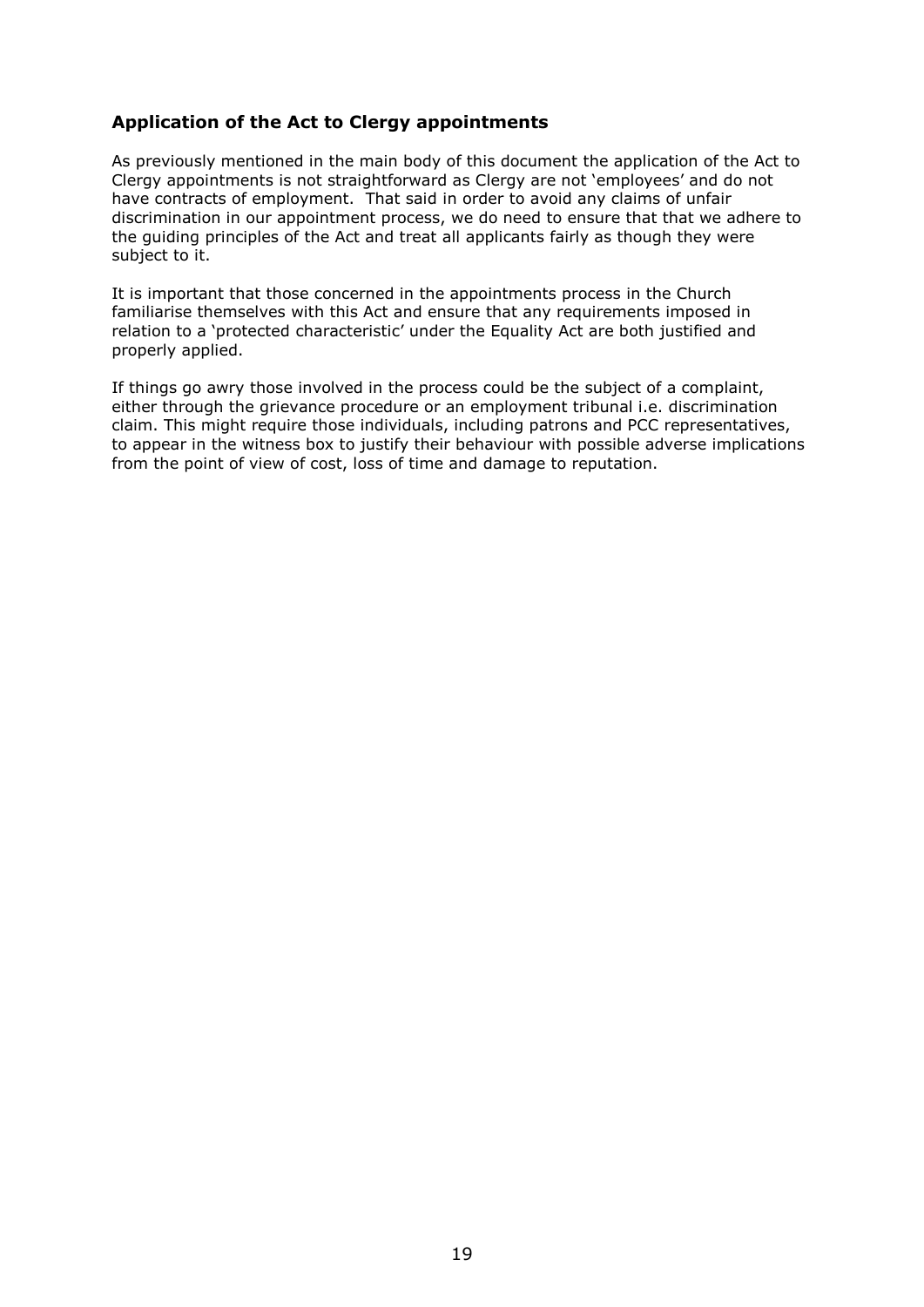### Application of the Act to Clergy appointments

As previously mentioned in the main body of this document the application of the Act to Clergy appointments is not straightforward as Clergy are not 'employees' and do not have contracts of employment. That said in order to avoid any claims of unfair discrimination in our appointment process, we do need to ensure that that we adhere to the guiding principles of the Act and treat all applicants fairly as though they were subject to it.

It is important that those concerned in the appointments process in the Church familiarise themselves with this Act and ensure that any requirements imposed in relation to a 'protected characteristic' under the Equality Act are both justified and properly applied.

If things go awry those involved in the process could be the subject of a complaint, either through the grievance procedure or an employment tribunal i.e. discrimination claim. This might require those individuals, including patrons and PCC representatives, to appear in the witness box to justify their behaviour with possible adverse implications from the point of view of cost, loss of time and damage to reputation.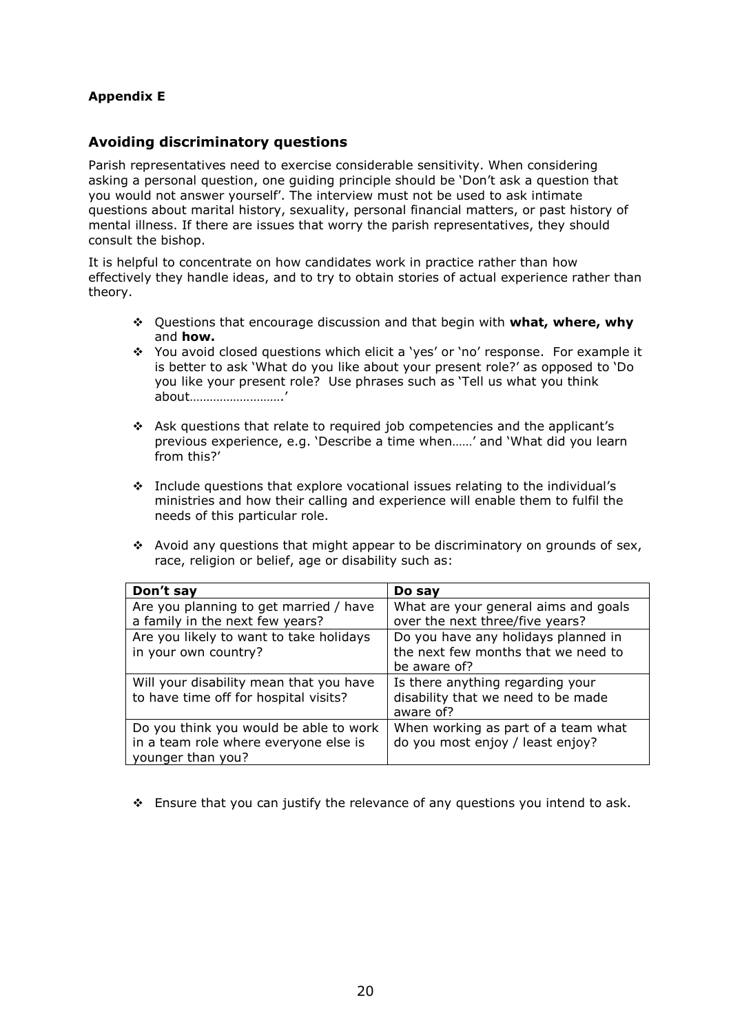**Appendix E**

## Avoiding discriminatory questions

Parish representatives need to exercise considerable sensitivity. When considering asking a personal question, one guiding principle should be 'Don't ask a question that you would not answer yourself'. The interview must not be used to ask intimate questions about marital history, sexuality, personal financial matters, or past history of mental illness. If there are issues that worry the parish representatives, they should consult the bishop.

It is helpful to concentrate on how candidates work in practice rather than how effectively they handle ideas, and to try to obtain stories of actual experience rather than theory.

- Questions that encourage discussion and that begin with **what, where, why** and **how.**
- You avoid closed questions which elicit a 'yes' or 'no' response. For example it is better to ask 'What do you like about your present role?' as opposed to 'Do you like your present role? Use phrases such as 'Tell us what you think about……………………….'
- Ask questions that relate to required job competencies and the applicant's previous experience, e.g. 'Describe a time when……' and 'What did you learn from this?'
- Include questions that explore vocational issues relating to the individual's ministries and how their calling and experience will enable them to fulfil the needs of this particular role.
- Avoid any questions that might appear to be discriminatory on grounds of sex, race, religion or belief, age or disability such as:

| Don't say | Do say |
|---|---|
| Are you planning to get married / have a family in the next few years? | What are your general aims and goals over the next three/five years? |
| Are you likely to want to take holidays in your own country? | Do you have any holidays planned in the next few months that we need to be aware of? |
| Will your disability mean that you have to have time off for hospital visits? | Is there anything regarding your disability that we need to be made aware of? |
| Do you think you would be able to work in a team role where everyone else is younger than you? | When working as part of a team what do you most enjoy / least enjoy? |

- Ensure that you can justify the relevance of any questions you intend to ask.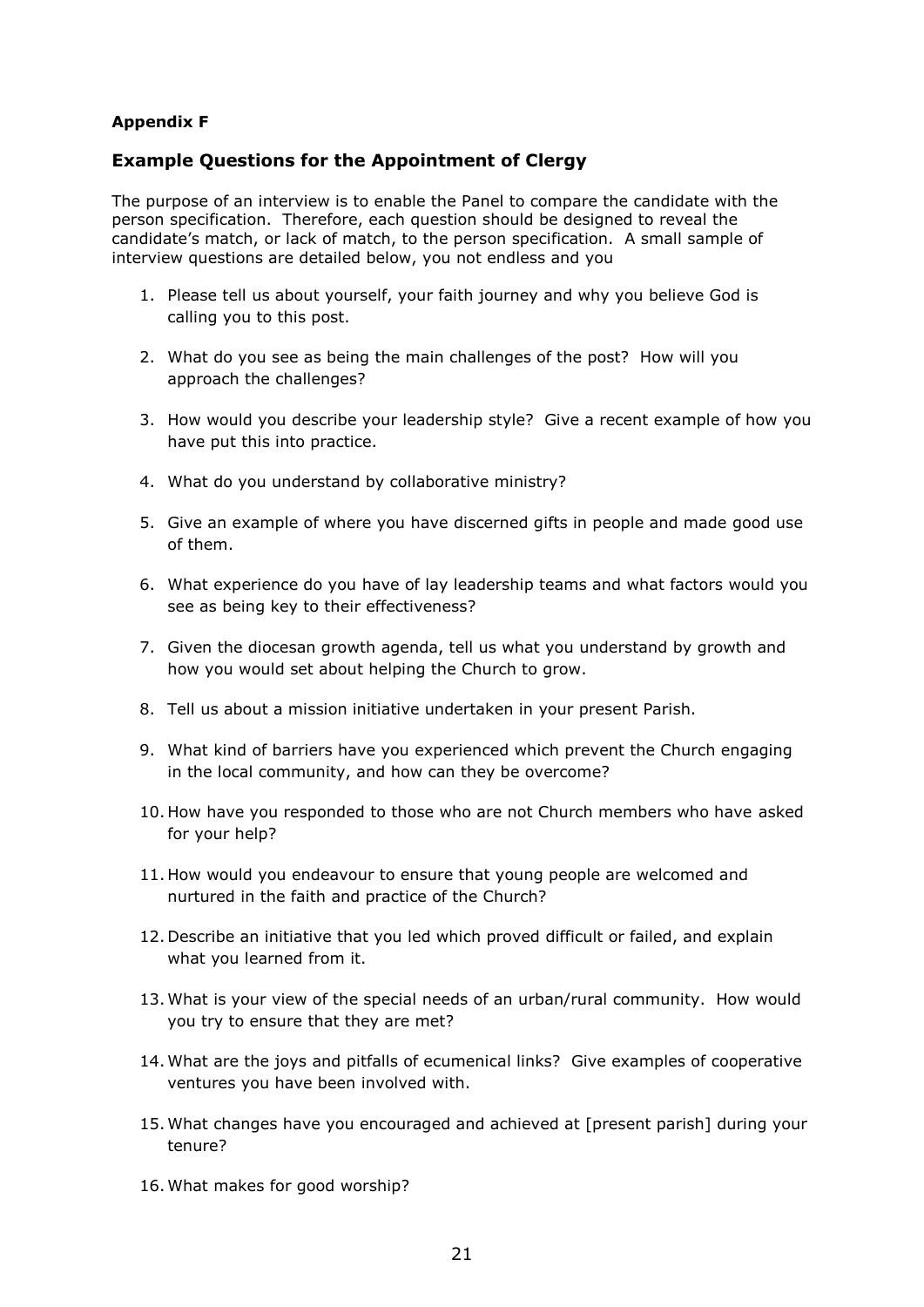**Appendix F**

## Example Questions for the Appointment of Clergy

The purpose of an interview is to enable the Panel to compare the candidate with the person specification. Therefore, each question should be designed to reveal the candidate's match, or lack of match, to the person specification. A small sample of interview questions are detailed below, you not endless and you

1. Please tell us about yourself, your faith journey and why you believe God is calling you to this post.
2. What do you see as being the main challenges of the post? How will you approach the challenges?
3. How would you describe your leadership style? Give a recent example of how you have put this into practice.
4. What do you understand by collaborative ministry?
5. Give an example of where you have discerned gifts in people and made good use of them.
6. What experience do you have of lay leadership teams and what factors would you see as being key to their effectiveness?
7. Given the diocesan growth agenda, tell us what you understand by growth and how you would set about helping the Church to grow.
8. Tell us about a mission initiative undertaken in your present Parish.
9. What kind of barriers have you experienced which prevent the Church engaging in the local community, and how can they be overcome?
10. How have you responded to those who are not Church members who have asked for your help?
11. How would you endeavour to ensure that young people are welcomed and nurtured in the faith and practice of the Church?
12. Describe an initiative that you led which proved difficult or failed, and explain what you learned from it.
13. What is your view of the special needs of an urban/rural community. How would you try to ensure that they are met?
14. What are the joys and pitfalls of ecumenical links? Give examples of cooperative ventures you have been involved with.
15. What changes have you encouraged and achieved at [present parish] during your tenure?
16. What makes for good worship?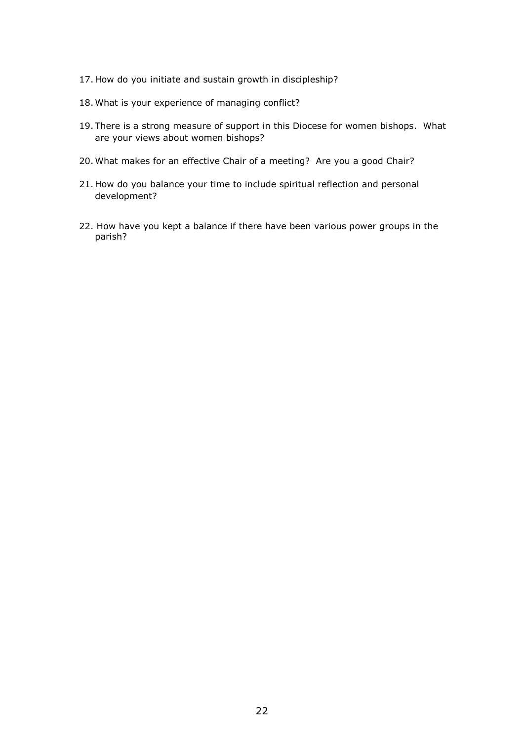17. How do you initiate and sustain growth in discipleship?

18. What is your experience of managing conflict?

19. There is a strong measure of support in this Diocese for women bishops. What are your views about women bishops?

20. What makes for an effective Chair of a meeting? Are you a good Chair?

21. How do you balance your time to include spiritual reflection and personal development?

22. How have you kept a balance if there have been various power groups in the parish?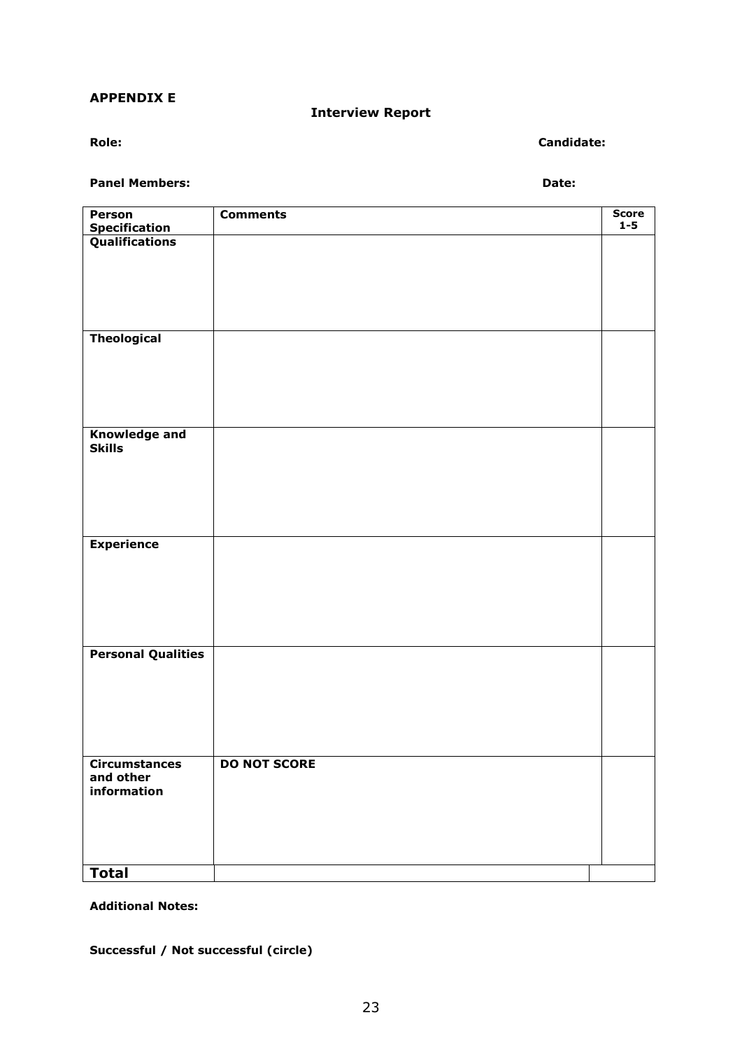**APPENDIX E**

## Interview Report

**Role:** **Candidate:**

**Panel Members:** **Date:**

| Person Specification | Comments | Score 1-5 |
|---|---|---|
| **Qualifications** | | |
| **Theological** | | |
| **Knowledge and Skills** | | |
| **Experience** | | |
| **Personal Qualities** | | |
| **Circumstances and other information** | **DO NOT SCORE** | |
| **Total** | | |

**Additional Notes:**

**Successful / Not successful (circle)**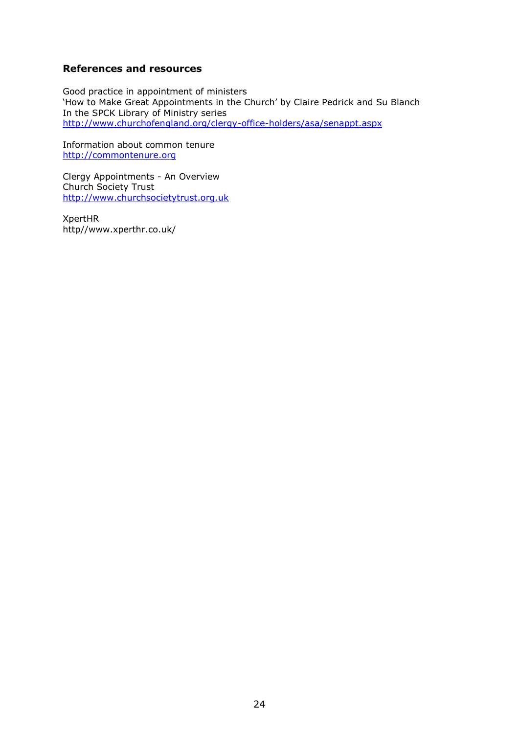**References and resources**

Good practice in appointment of ministers
'How to Make Great Appointments in the Church' by Claire Pedrick and Su Blanch
In the SPCK Library of Ministry series
http://www.churchofengland.org/clergy-office-holders/asa/senappt.aspx

Information about common tenure
http://commontenure.org

Clergy Appointments - An Overview
Church Society Trust
http://www.churchsocietytrust.org.uk

XpertHR
http//www.xperthr.co.uk/